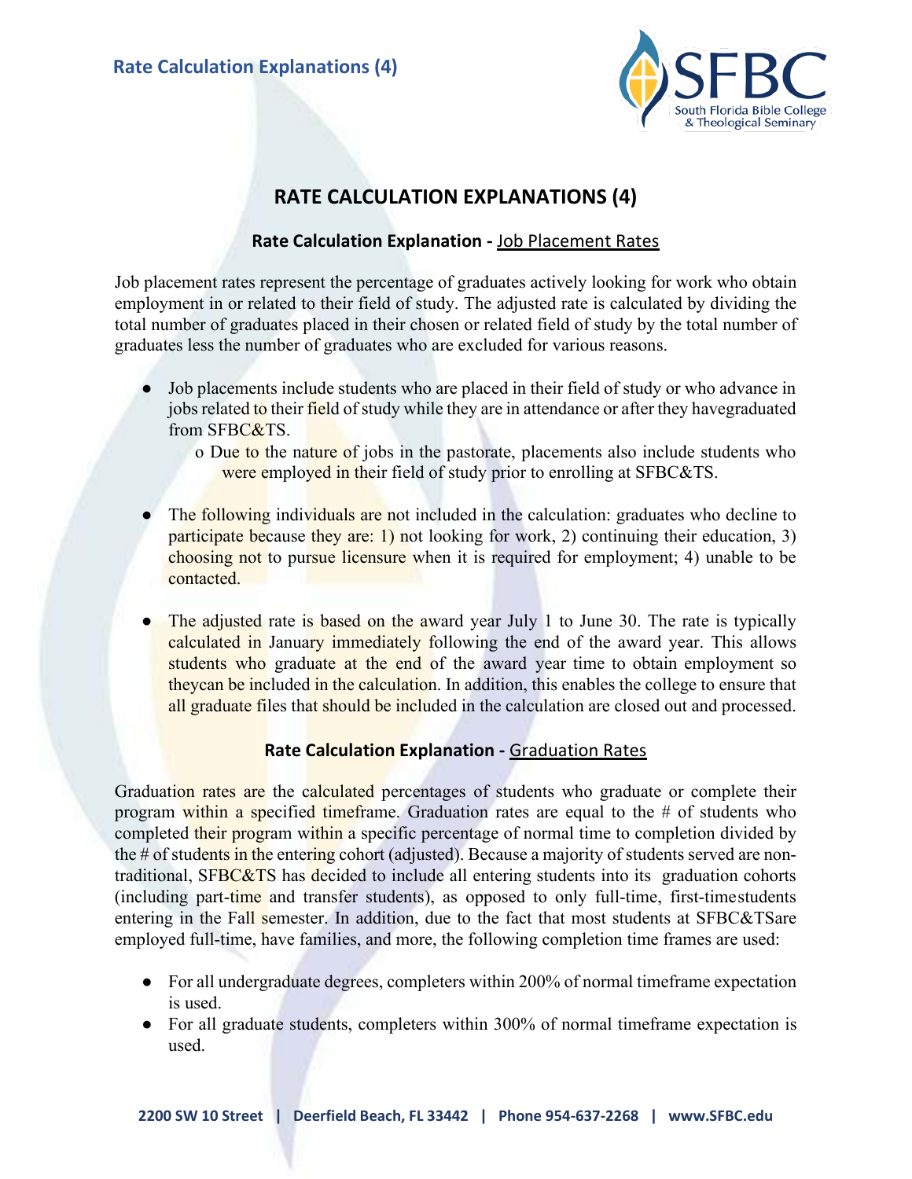# RATE CALCULATION EXPLANATIONS (4)

### Rate Calculation Explanation - Job Placement Rates

Job placement rates represent the percentage of graduates actively looking for work who obtain employment in or related to their field of study. The adjusted rate is calculated by dividing the total number of graduates placed in their chosen or related field of study by the total number of graduates less the number of graduates who are excluded for various reasons.

- Job placements include students who are placed in their field of study or who advance in jobs related to their field of study while they are in attendance or after they havegraduated from SFBC&TS.
  - Due to the nature of jobs in the pastorate, placements also include students who were employed in their field of study prior to enrolling at SFBC&TS.
- The following individuals are not included in the calculation: graduates who decline to participate because they are: 1) not looking for work, 2) continuing their education, 3) choosing not to pursue licensure when it is required for employment; 4) unable to be contacted.
- The adjusted rate is based on the award year July 1 to June 30. The rate is typically calculated in January immediately following the end of the award year. This allows students who graduate at the end of the award year time to obtain employment so theycan be included in the calculation. In addition, this enables the college to ensure that all graduate files that should be included in the calculation are closed out and processed.

### Rate Calculation Explanation - Graduation Rates

Graduation rates are the calculated percentages of students who graduate or complete their program within a specified timeframe. Graduation rates are equal to the # of students who completed their program within a specific percentage of normal time to completion divided by the # of students in the entering cohort (adjusted). Because a majority of students served are non-traditional, SFBC&TS has decided to include all entering students into its graduation cohorts (including part-time and transfer students), as opposed to only full-time, first-timestudents entering in the Fall semester. In addition, due to the fact that most students at SFBC&TSare employed full-time, have families, and more, the following completion time frames are used:

- For all undergraduate degrees, completers within 200% of normal timeframe expectation is used.
- For all graduate students, completers within 300% of normal timeframe expectation is used.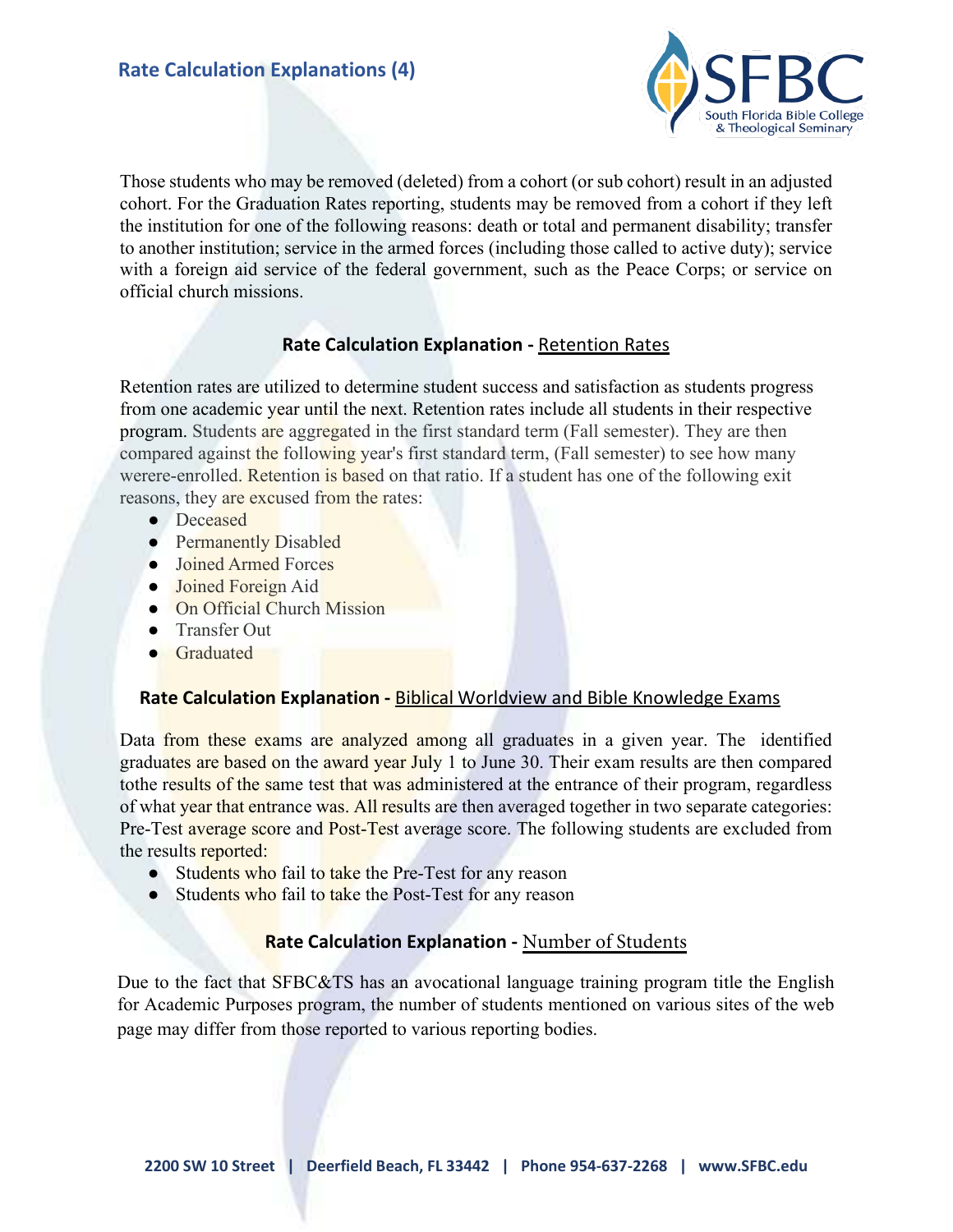## Rate Calculation Explanations (4)

Those students who may be removed (deleted) from a cohort (or sub cohort) result in an adjusted cohort. For the Graduation Rates reporting, students may be removed from a cohort if they left the institution for one of the following reasons: death or total and permanent disability; transfer to another institution; service in the armed forces (including those called to active duty); service with a foreign aid service of the federal government, such as the Peace Corps; or service on official church missions.

### Rate Calculation Explanation - Retention Rates

Retention rates are utilized to determine student success and satisfaction as students progress from one academic year until the next. Retention rates include all students in their respective program. Students are aggregated in the first standard term (Fall semester). They are then compared against the following year's first standard term, (Fall semester) to see how many werere-enrolled. Retention is based on that ratio. If a student has one of the following exit reasons, they are excused from the rates:

- Deceased
- Permanently Disabled
- Joined Armed Forces
- Joined Foreign Aid
- On Official Church Mission
- Transfer Out
- Graduated

### Rate Calculation Explanation - Biblical Worldview and Bible Knowledge Exams

Data from these exams are analyzed among all graduates in a given year. The identified graduates are based on the award year July 1 to June 30. Their exam results are then compared tothe results of the same test that was administered at the entrance of their program, regardless of what year that entrance was. All results are then averaged together in two separate categories: Pre-Test average score and Post-Test average score. The following students are excluded from the results reported:

- Students who fail to take the Pre-Test for any reason
- Students who fail to take the Post-Test for any reason

### Rate Calculation Explanation - Number of Students

Due to the fact that SFBC&TS has an avocational language training program title the English for Academic Purposes program, the number of students mentioned on various sites of the web page may differ from those reported to various reporting bodies.